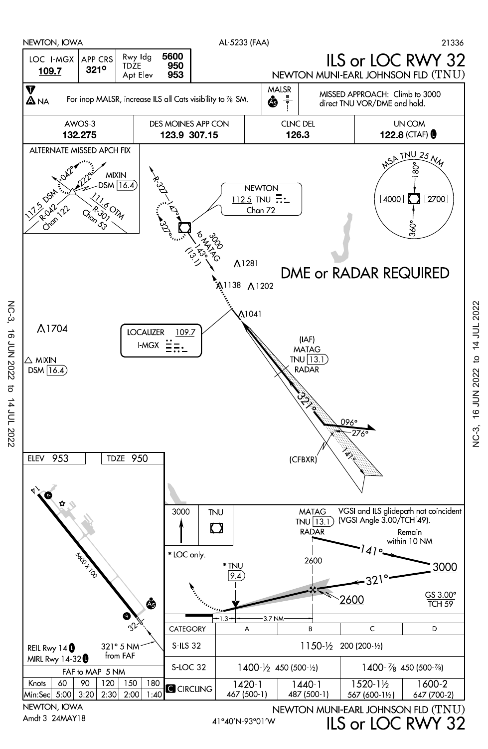NEWTON, IOWA — AL-5233 (FAA) — 21336

# ILS or LOC RWY 32

## NEWTON MUNI-EARL JOHNSON FLD (TNU)

| LOC I-MGX | APP CRS | Rwy ldg | 5600 |
|---|---|---|---|
| **109.7** | **321°** | TDZE | 950 |
| | | Apt Elev | 953 |

T — A NA — For inop MALSR, increase ILS all Cats visibility to 7/8 SM.

MALSR (A5)

MISSED APPROACH: Climb to 3000 direct TNU VOR/DME and hold.

| AWOS-3 | DES MOINES APP CON | CLNC DEL | UNICOM |
|---|---|---|---|
| **132.275** | **123.9 307.15** | **126.3** | **122.8** (CTAF) L |

ALTERNATE MISSED APCH FIX: MIXIN DSM 16.4; 117.5 DSM Chan 122 R-042; 111.6 OTM Chan 53 R-301; 042°, 222°

NEWTON 112.5 TNU Chan 72

R-327, 147°, 327°; 3000 to MATAG 143° (13.1)

DME or RADAR REQUIRED

1281, 1138, 1202, 1041, 1704

LOCALIZER 109.7 I-MGX

MIXIN DSM 16.4

(IAF) MATAG TNU 13.1 RADAR

321°, 096°, 276°, 141°, (CFBXR)

MSA TNU 25 NM: 180°–360° 4000; 360°–180° 2700

ELEV 953 — TDZE 950

5600 X 100; Rwy 14, Rwy 32

REIL Rwy 14 L
MIRL Rwy 14-32 L

321° 5 NM from FAF

3000 — TNU (hold)

* LOC only.

MATAG TNU 13.1 RADAR — VGSI and ILS glidepath not coincident (VGSI Angle 3.00/TCH 49).

Remain within 10 NM — 141° — 3000 — 321° — 2600

* TNU 9.4 — 1.3 — 3.7 NM

GS 3.00° TCH 59

| CATEGORY | A | B | C | D |
|---|---|---|---|---|
| S-ILS 32 | 1150-½ 200 (200-½) | | | |
| S-LOC 32 | 1400-½ 450 (500-½) | | 1400-7/8 450 (500-7/8) | |
| C CIRCLING | 1420-1 467 (500-1) | 1440-1 487 (500-1) | 1520-1½ 567 (600-1½) | 1600-2 647 (700-2) |

FAF to MAP 5 NM

| Knots | 60 | 90 | 120 | 150 | 180 |
|---|---|---|---|---|---|
| Min:Sec | 5:00 | 3:20 | 2:30 | 2:00 | 1:40 |

NEWTON, IOWA
Amdt 3 24MAY18

41°40'N-93°01'W

NEWTON MUNI-EARL JOHNSON FLD (TNU)
ILS or LOC RWY 32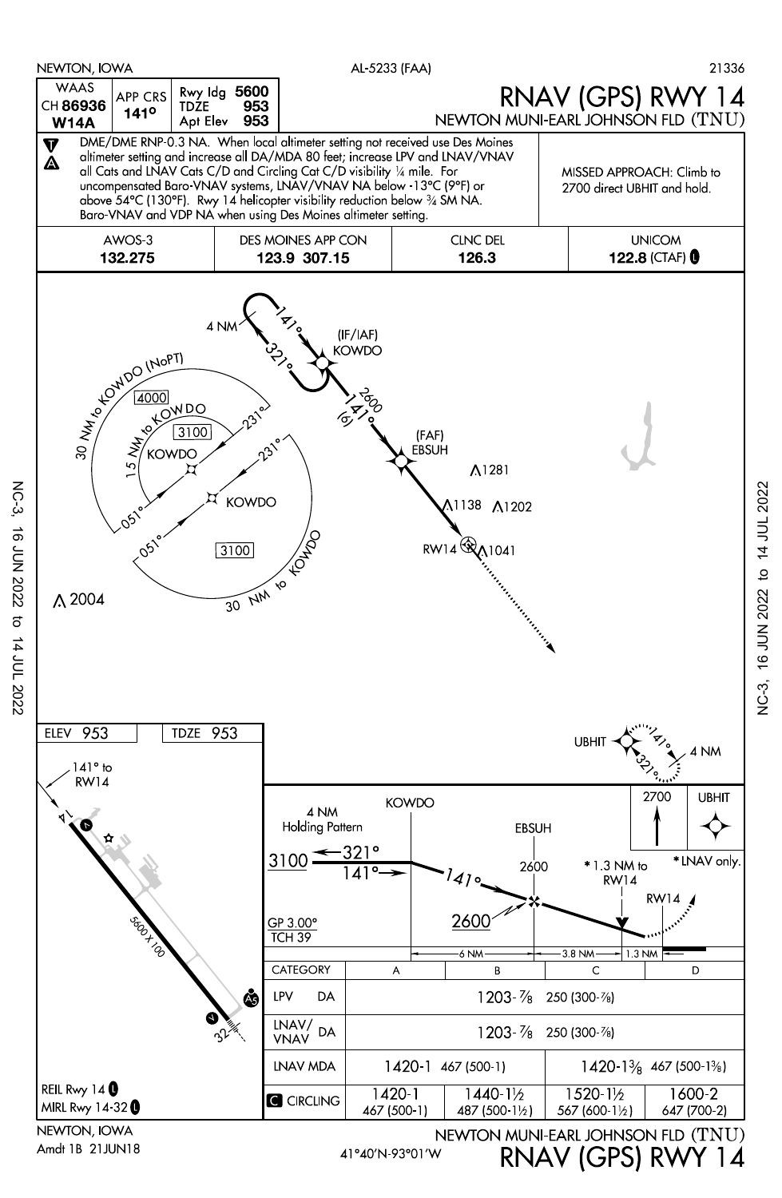NEWTON, IOWA

AL-5233 (FAA)

21336

| WAAS CH 86936 W14A | APP CRS 141° | Rwy ldg 5600 TDZE 953 Apt Elev 953 |
|---|---|---|

# RNAV (GPS) RWY 14

## NEWTON MUNI-EARL JOHNSON FLD (TNU)

DME/DME RNP-0.3 NA. When local altimeter setting not received use Des Moines altimeter setting and increase all DA/MDA 80 feet; increase LPV and LNAV/VNAV all Cats and LNAV Cats C/D and Circling Cat C/D visibility ¼ mile. For uncompensated Baro-VNAV systems, LNAV/VNAV NA below -13°C (9°F) or above 54°C (130°F). Rwy 14 helicopter visibility reduction below ¾ SM NA. Baro-VNAV and VDP NA when using Des Moines altimeter setting.

MISSED APPROACH: Climb to 2700 direct UBHIT and hold.

| AWOS-3 | DES MOINES APP CON | CLNC DEL | UNICOM |
|---|---|---|---|
| 132.275 | 123.9 307.15 | 126.3 | 122.8 (CTAF) |

4 NM, 141°, 321°, (IF/IAF) KOWDO, 2600 141° (6), (FAF) EBSUH, 1281, 1138, 1202, RW14, 1041, 30 NM to KOWDO (NoPT), 4000, 15 NM to KOWDO, 3100, KOWDO, 231°, 051°, 3100, 30 NM to KOWDO, 2004

UBHIT, 141°, 321°, 4 NM

| ELEV 953 | TDZE 953 |
|---|---|

141° to RW14, 5600 X 100, 14, 32

4 NM Holding Pattern, KOWDO, EBSUH, 3100, 321°, 141°, 141°, 2600, 2600, GP 3.00° TCH 39, \*1.3 NM to RW14, RW14, 2700, UBHIT, \*LNAV only.

6 NM — 3.8 NM — 1.3 NM

| CATEGORY | A | B | C | D |
|---|---|---|---|---|
| LPV DA | 1203-⅞ 250 (300-⅞) | | | |
| LNAV/VNAV DA | 1203-⅞ 250 (300-⅞) | | | |
| LNAV MDA | 1420-1 467 (500-1) | | 1420-1⅜ 467 (500-1⅜) | |
| CIRCLING | 1420-1 467 (500-1) | 1440-1½ 487 (500-1½) | 1520-1½ 567 (600-1½) | 1600-2 647 (700-2) |

REIL Rwy 14
MIRL Rwy 14-32

NEWTON, IOWA
Amdt 1B 21JUN18

41°40'N-93°01'W

NEWTON MUNI-EARL JOHNSON FLD (TNU)
RNAV (GPS) RWY 14

NC-3, 16 JUN 2022 to 14 JUL 2022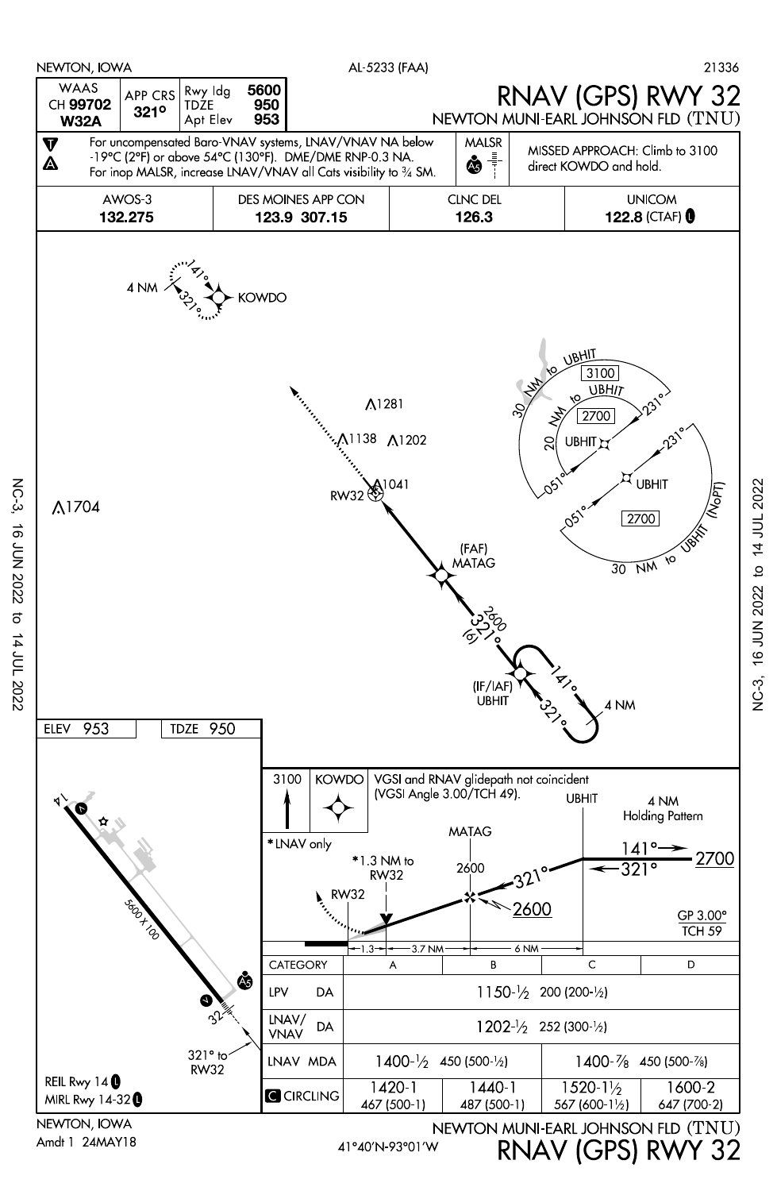NEWTON, IOWA — AL-5233 (FAA) — 21336

# RNAV (GPS) RWY 32

## NEWTON MUNI-EARL JOHNSON FLD (TNU)

| WAAS CH 99702 W32A | APP CRS 321° | Rwy ldg 5600 | TDZE 950 | Apt Elev 953 |
|---|---|---|---|---|

For uncompensated Baro-VNAV systems, LNAV/VNAV NA below -19°C (2°F) or above 54°C (130°F). DME/DME RNP-0.3 NA. For inop MALSR, increase LNAV/VNAV all Cats visibility to ¾ SM.

MALSR

MISSED APPROACH: Climb to 3100 direct KOWDO and hold.

| AWOS-3 | DES MOINES APP CON | CLNC DEL | UNICOM |
|---|---|---|---|
| 132.275 | 123.9 307.15 | 126.3 | 122.8 (CTAF) |

KOWDO — 4 NM — 141° — 321°

UBHIT — 30 NM to UBHIT 3100 — 20 NM to UBHIT 2700 — 231° — 051° — 30 NM to UBHIT (NoPT) 2700

Λ1281 Λ1138 Λ1202 Λ1041 Λ1704

RW32

(FAF) MATAG

2600 321° (6)

(IF/IAF) UBHIT — 141° — 321° — 4 NM

ELEV 953 — TDZE 950

14 — 5600 X 100 — 32 — 321° to RW32

REIL Rwy 14

MIRL Rwy 14-32

3100 KOWDO

VGSI and RNAV glidepath not coincident (VGSI Angle 3.00/TCH 49).

*LNAV only

*1.3 NM to RW32

MATAG 2600 — 321° — 2600

UBHIT — 4 NM Holding Pattern — 141° — 321° — 2700

GP 3.00° TCH 59

RW32 — 1.3 — 3.7 NM — 6 NM

| CATEGORY | A | B | C | D |
|---|---|---|---|---|
| LPV DA | 1150-½ 200 (200-½) | | | |
| LNAV/VNAV DA | 1202-½ 252 (300-½) | | | |
| LNAV MDA | 1400-½ 450 (500-½) | | 1400-⅞ 450 (500-⅞) | |
| CIRCLING | 1420-1 467 (500-1) | 1440-1 487 (500-1) | 1520-1½ 567 (600-1½) | 1600-2 647 (700-2) |

NEWTON, IOWA

Amdt 1 24MAY18

41°40′N-93°01′W

NEWTON MUNI-EARL JOHNSON FLD (TNU)

RNAV (GPS) RWY 32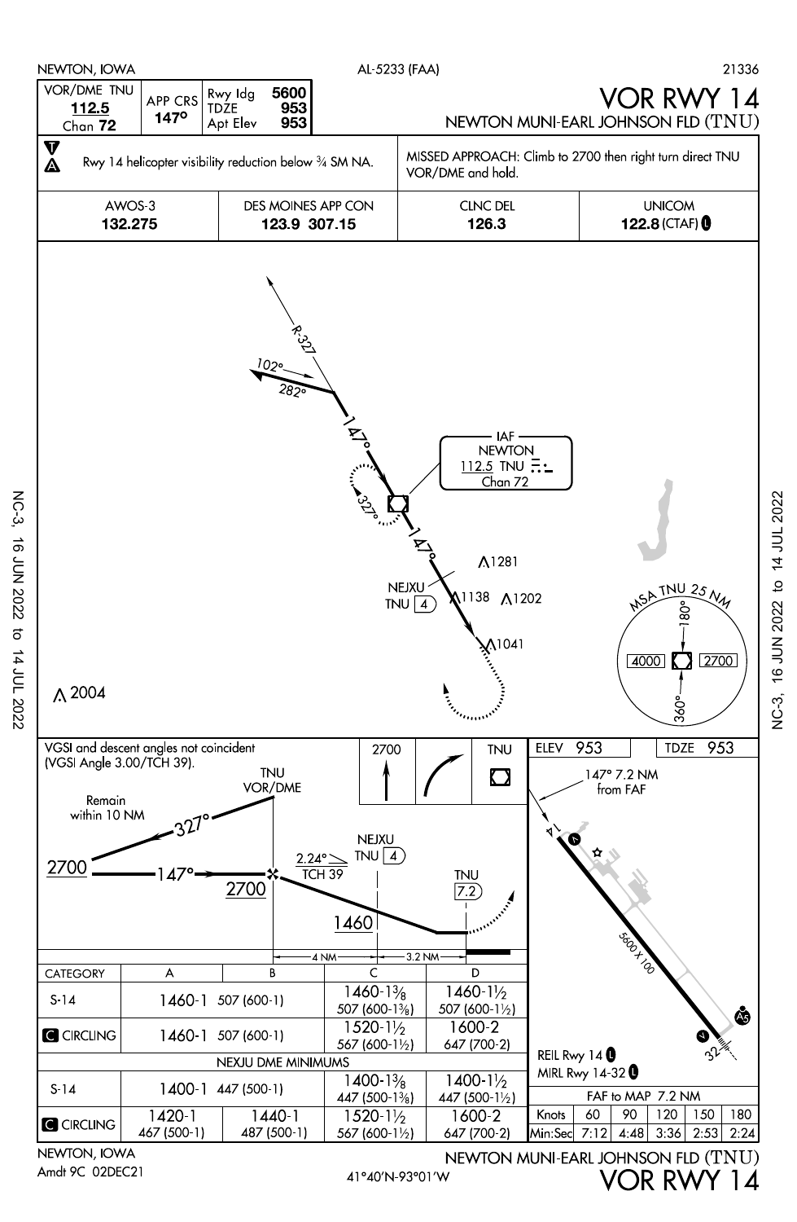NEWTON, IOWA

AL-5233 (FAA)

21336

| VOR/DME TNU 112.5 Chan 72 | APP CRS 147° | Rwy Idg 5600 TDZE 953 Apt Elev 953 |
|---|---|---|

# VOR RWY 14

## NEWTON MUNI-EARL JOHNSON FLD (TNU)

Rwy 14 helicopter visibility reduction below ¾ SM NA.

MISSED APPROACH: Climb to 2700 then right turn direct TNU VOR/DME and hold.

| AWOS-3 | DES MOINES APP CON | CLNC DEL | UNICOM |
|---|---|---|---|
| 132.275 | 123.9 307.15 | 126.3 | 122.8 (CTAF) |

R-327

102°

282°

147°

327°

IAF NEWTON 112.5 TNU Chan 72

147°

NEJXU TNU 4

1281

1138

1202

1041

2004

MSA TNU 25 NM

180°

4000

2700

360°

VGSI and descent angles not coincident (VGSI Angle 3.00/TCH 39).

Remain within 10 NM

TNU VOR/DME

327°

2700

147°

2700

2.24° TCH 39

NEJXU TNU 4

TNU 7.2

1460

4 NM

3.2 NM

2700

TNU

ELEV 953

TDZE 953

147° 7.2 NM from FAF

5600 X 100

14

32

| CATEGORY | A | B | C | D |
|---|---|---|---|---|
| S-14 | 1460-1 507 (600-1) | | 1460-1⅜ 507 (600-1⅜) | 1460-1½ 507 (600-1½) |
| CIRCLING | 1460-1 507 (600-1) | | 1520-1½ 567 (600-1½) | 1600-2 647 (700-2) |
| NEXJU DME MINIMUMS | | | | |
| S-14 | 1400-1 447 (500-1) | | 1400-1⅜ 447 (500-1⅜) | 1400-1½ 447 (500-1½) |
| CIRCLING | 1420-1 467 (500-1) | 1440-1 487 (500-1) | 1520-1½ 567 (600-1½) | 1600-2 647 (700-2) |

REIL Rwy 14

MIRL Rwy 14-32

| FAF to MAP 7.2 NM | | | | | |
|---|---|---|---|---|---|
| Knots | 60 | 90 | 120 | 150 | 180 |
| Min:Sec | 7:12 | 4:48 | 3:36 | 2:53 | 2:24 |

NEWTON, IOWA

Amdt 9C 02DEC21

41°40'N-93°01'W

NEWTON MUNI-EARL JOHNSON FLD (TNU)

VOR RWY 14